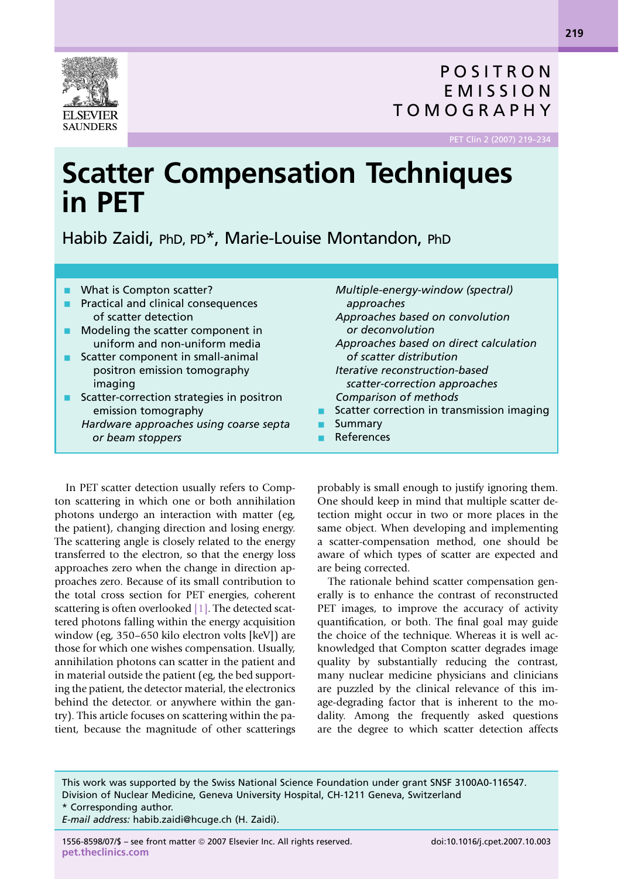# Scatter Compensation Techniques in PET

Habib Zaidi, PhD, PD*, Marie-Louise Montandon, PhD

- What is Compton scatter?
- Practical and clinical consequences of scatter detection
- Modeling the scatter component in uniform and non-uniform media
- Scatter component in small-animal positron emission tomography imaging
- Scatter-correction strategies in positron emission tomography
  - *Hardware approaches using coarse septa or beam stoppers*
  - *Multiple-energy-window (spectral) approaches*
  - *Approaches based on convolution or deconvolution*
  - *Approaches based on direct calculation of scatter distribution*
  - *Iterative reconstruction-based scatter-correction approaches*
  - *Comparison of methods*
- Scatter correction in transmission imaging
- Summary
- References

In PET scatter detection usually refers to Compton scattering in which one or both annihilation photons undergo an interaction with matter (eg, the patient), changing direction and losing energy. The scattering angle is closely related to the energy transferred to the electron, so that the energy loss approaches zero when the change in direction approaches zero. Because of its small contribution to the total cross section for PET energies, coherent scattering is often overlooked [1]. The detected scattered photons falling within the energy acquisition window (eg, 350–650 kilo electron volts [keV]) are those for which one wishes compensation. Usually, annihilation photons can scatter in the patient and in material outside the patient (eg, the bed supporting the patient, the detector material, the electronics behind the detector. or anywhere within the gantry). This article focuses on scattering within the patient, because the magnitude of other scatterings probably is small enough to justify ignoring them. One should keep in mind that multiple scatter detection might occur in two or more places in the same object. When developing and implementing a scatter-compensation method, one should be aware of which types of scatter are expected and are being corrected.

The rationale behind scatter compensation generally is to enhance the contrast of reconstructed PET images, to improve the accuracy of activity quantification, or both. The final goal may guide the choice of the technique. Whereas it is well acknowledged that Compton scatter degrades image quality by substantially reducing the contrast, many nuclear medicine physicians and clinicians are puzzled by the clinical relevance of this image-degrading factor that is inherent to the modality. Among the frequently asked questions are the degree to which scatter detection affects

This work was supported by the Swiss National Science Foundation under grant SNSF 3100A0-116547.
Division of Nuclear Medicine, Geneva University Hospital, CH-1211 Geneva, Switzerland
\* Corresponding author.
*E-mail address:* habib.zaidi@hcuge.ch (H. Zaidi).

1556-8598/07/$ – see front matter © 2007 Elsevier Inc. All rights reserved. doi:10.1016/j.cpet.2007.10.003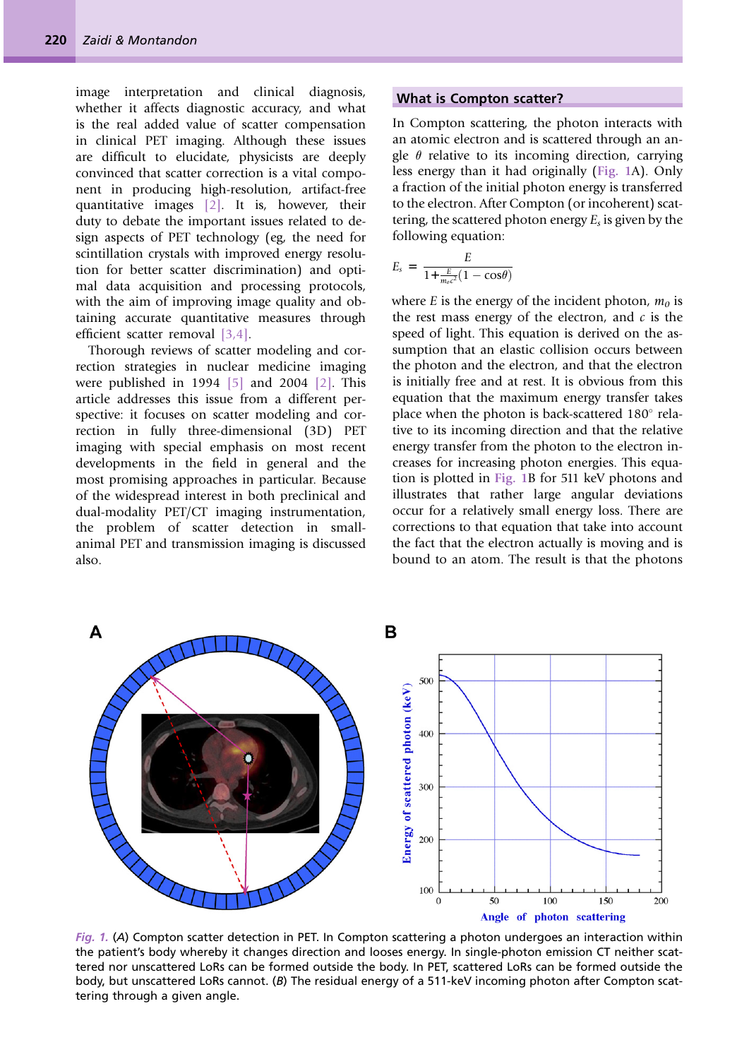image interpretation and clinical diagnosis, whether it affects diagnostic accuracy, and what is the real added value of scatter compensation in clinical PET imaging. Although these issues are difficult to elucidate, physicists are deeply convinced that scatter correction is a vital component in producing high-resolution, artifact-free quantitative images [2]. It is, however, their duty to debate the important issues related to design aspects of PET technology (eg, the need for scintillation crystals with improved energy resolution for better scatter discrimination) and optimal data acquisition and processing protocols, with the aim of improving image quality and obtaining accurate quantitative measures through efficient scatter removal [3,4].

Thorough reviews of scatter modeling and correction strategies in nuclear medicine imaging were published in 1994 [5] and 2004 [2]. This article addresses this issue from a different perspective: it focuses on scatter modeling and correction in fully three-dimensional (3D) PET imaging with special emphasis on most recent developments in the field in general and the most promising approaches in particular. Because of the widespread interest in both preclinical and dual-modality PET/CT imaging instrumentation, the problem of scatter detection in small-animal PET and transmission imaging is discussed also.

## What is Compton scatter?

In Compton scattering, the photon interacts with an atomic electron and is scattered through an angle $\theta$ relative to its incoming direction, carrying less energy than it had originally (Fig. 1A). Only a fraction of the initial photon energy is transferred to the electron. After Compton (or incoherent) scattering, the scattered photon energy $E_s$ is given by the following equation:

$$E_s = \frac{E}{1+\frac{E}{m_0c^2}(1-\cos\theta)}$$

where $E$ is the energy of the incident photon, $m_0$ is the rest mass energy of the electron, and $c$ is the speed of light. This equation is derived on the assumption that an elastic collision occurs between the photon and the electron, and that the electron is initially free and at rest. It is obvious from this equation that the maximum energy transfer takes place when the photon is back-scattered 180° relative to its incoming direction and that the relative energy transfer from the photon to the electron increases for increasing photon energies. This equation is plotted in Fig. 1B for 511 keV photons and illustrates that rather large angular deviations occur for a relatively small energy loss. There are corrections to that equation that take into account the fact that the electron actually is moving and is bound to an atom. The result is that the photons

*Fig. 1.* (*A*) Compton scatter detection in PET. In Compton scattering a photon undergoes an interaction within the patient's body whereby it changes direction and looses energy. In single-photon emission CT neither scattered nor unscattered LoRs can be formed outside the body. In PET, scattered LoRs can be formed outside the body, but unscattered LoRs cannot. (*B*) The residual energy of a 511-keV incoming photon after Compton scattering through a given angle.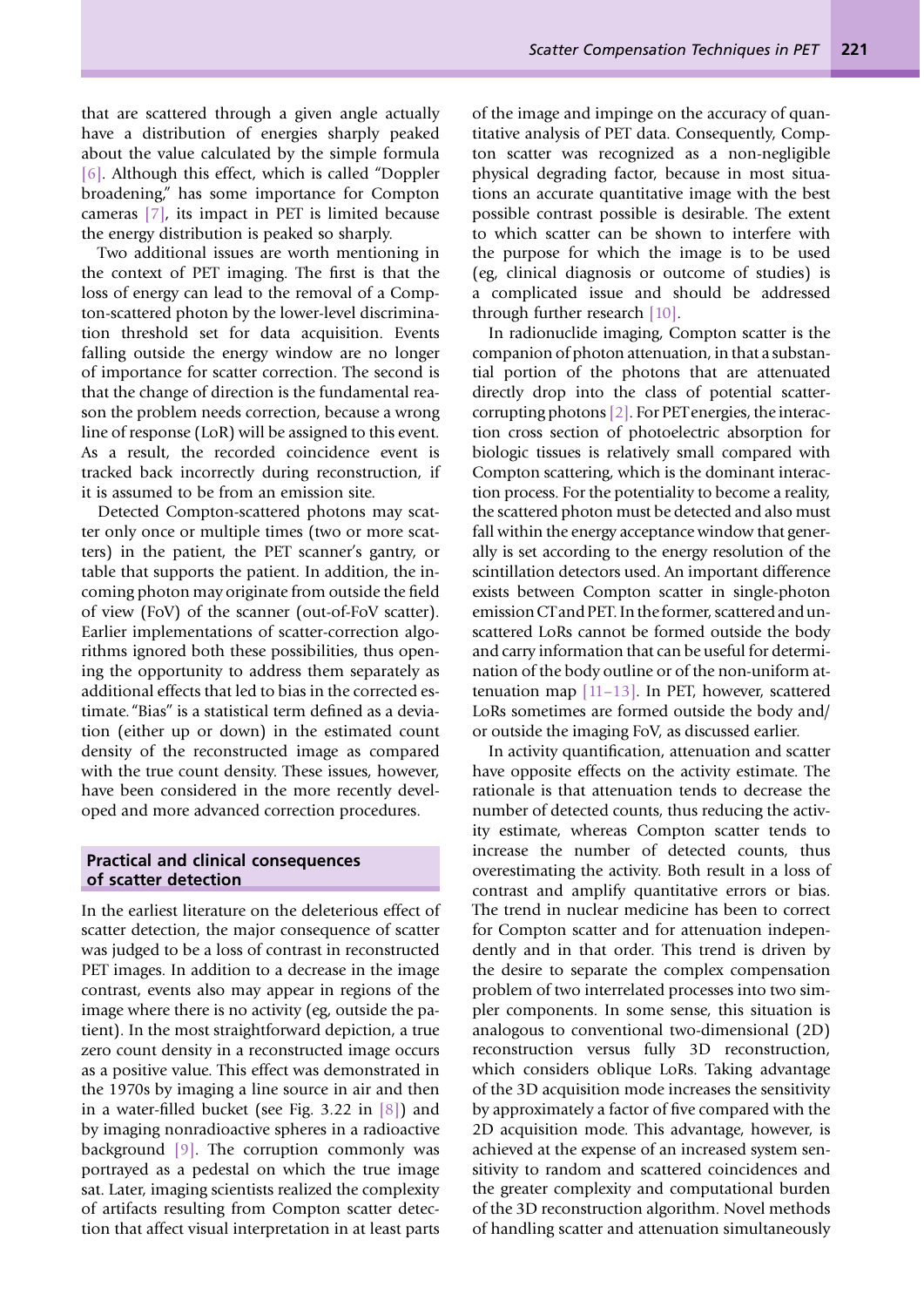that are scattered through a given angle actually have a distribution of energies sharply peaked about the value calculated by the simple formula [6]. Although this effect, which is called "Doppler broadening," has some importance for Compton cameras [7], its impact in PET is limited because the energy distribution is peaked so sharply.

Two additional issues are worth mentioning in the context of PET imaging. The first is that the loss of energy can lead to the removal of a Compton-scattered photon by the lower-level discrimination threshold set for data acquisition. Events falling outside the energy window are no longer of importance for scatter correction. The second is that the change of direction is the fundamental reason the problem needs correction, because a wrong line of response (LoR) will be assigned to this event. As a result, the recorded coincidence event is tracked back incorrectly during reconstruction, if it is assumed to be from an emission site.

Detected Compton-scattered photons may scatter only once or multiple times (two or more scatters) in the patient, the PET scanner's gantry, or table that supports the patient. In addition, the incoming photon may originate from outside the field of view (FoV) of the scanner (out-of-FoV scatter). Earlier implementations of scatter-correction algorithms ignored both these possibilities, thus opening the opportunity to address them separately as additional effects that led to bias in the corrected estimate. "Bias" is a statistical term defined as a deviation (either up or down) in the estimated count density of the reconstructed image as compared with the true count density. These issues, however, have been considered in the more recently developed and more advanced correction procedures.

## Practical and clinical consequences of scatter detection

In the earliest literature on the deleterious effect of scatter detection, the major consequence of scatter was judged to be a loss of contrast in reconstructed PET images. In addition to a decrease in the image contrast, events also may appear in regions of the image where there is no activity (eg, outside the patient). In the most straightforward depiction, a true zero count density in a reconstructed image occurs as a positive value. This effect was demonstrated in the 1970s by imaging a line source in air and then in a water-filled bucket (see Fig. 3.22 in [8]) and by imaging nonradioactive spheres in a radioactive background [9]. The corruption commonly was portrayed as a pedestal on which the true image sat. Later, imaging scientists realized the complexity of artifacts resulting from Compton scatter detection that affect visual interpretation in at least parts of the image and impinge on the accuracy of quantitative analysis of PET data. Consequently, Compton scatter was recognized as a non-negligible physical degrading factor, because in most situations an accurate quantitative image with the best possible contrast possible is desirable. The extent to which scatter can be shown to interfere with the purpose for which the image is to be used (eg, clinical diagnosis or outcome of studies) is a complicated issue and should be addressed through further research [10].

In radionuclide imaging, Compton scatter is the companion of photon attenuation, in that a substantial portion of the photons that are attenuated directly drop into the class of potential scatter-corrupting photons [2]. For PET energies, the interaction cross section of photoelectric absorption for biologic tissues is relatively small compared with Compton scattering, which is the dominant interaction process. For the potentiality to become a reality, the scattered photon must be detected and also must fall within the energy acceptance window that generally is set according to the energy resolution of the scintillation detectors used. An important difference exists between Compton scatter in single-photon emission CT and PET. In the former, scattered and unscattered LoRs cannot be formed outside the body and carry information that can be useful for determination of the body outline or of the non-uniform attenuation map [11–13]. In PET, however, scattered LoRs sometimes are formed outside the body and/or outside the imaging FoV, as discussed earlier.

In activity quantification, attenuation and scatter have opposite effects on the activity estimate. The rationale is that attenuation tends to decrease the number of detected counts, thus reducing the activity estimate, whereas Compton scatter tends to increase the number of detected counts, thus overestimating the activity. Both result in a loss of contrast and amplify quantitative errors or bias. The trend in nuclear medicine has been to correct for Compton scatter and for attenuation independently and in that order. This trend is driven by the desire to separate the complex compensation problem of two interrelated processes into two simpler components. In some sense, this situation is analogous to conventional two-dimensional (2D) reconstruction versus fully 3D reconstruction, which considers oblique LoRs. Taking advantage of the 3D acquisition mode increases the sensitivity by approximately a factor of five compared with the 2D acquisition mode. This advantage, however, is achieved at the expense of an increased system sensitivity to random and scattered coincidences and the greater complexity and computational burden of the 3D reconstruction algorithm. Novel methods of handling scatter and attenuation simultaneously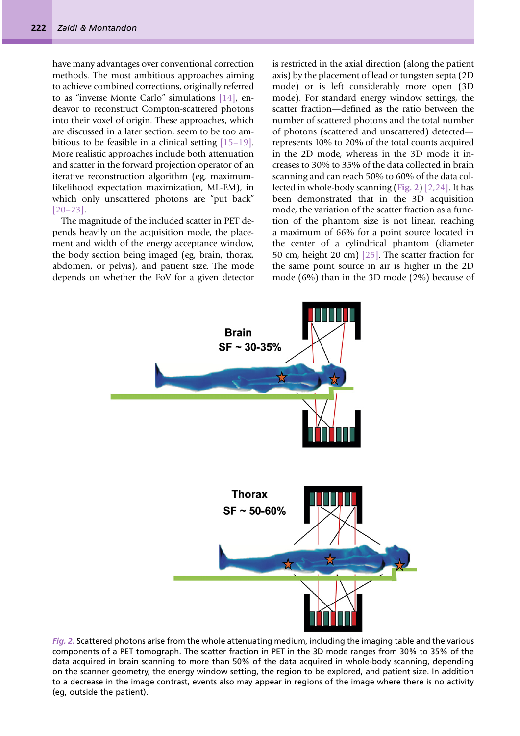have many advantages over conventional correction methods. The most ambitious approaches aiming to achieve combined corrections, originally referred to as "inverse Monte Carlo" simulations [14], endeavor to reconstruct Compton-scattered photons into their voxel of origin. These approaches, which are discussed in a later section, seem to be too ambitious to be feasible in a clinical setting [15–19]. More realistic approaches include both attenuation and scatter in the forward projection operator of an iterative reconstruction algorithm (eg, maximum-likelihood expectation maximization, ML-EM), in which only unscattered photons are "put back" [20–23].

The magnitude of the included scatter in PET depends heavily on the acquisition mode, the placement and width of the energy acceptance window, the body section being imaged (eg, brain, thorax, abdomen, or pelvis), and patient size. The mode depends on whether the FoV for a given detector is restricted in the axial direction (along the patient axis) by the placement of lead or tungsten septa (2D mode) or is left considerably more open (3D mode). For standard energy window settings, the scatter fraction—defined as the ratio between the number of scattered photons and the total number of photons (scattered and unscattered) detected—represents 10% to 20% of the total counts acquired in the 2D mode, whereas in the 3D mode it increases to 30% to 35% of the data collected in brain scanning and can reach 50% to 60% of the data collected in whole-body scanning (Fig. 2) [2,24]. It has been demonstrated that in the 3D acquisition mode, the variation of the scatter fraction as a function of the phantom size is not linear, reaching a maximum of 66% for a point source located in the center of a cylindrical phantom (diameter 50 cm, height 20 cm) [25]. The scatter fraction for the same point source in air is higher in the 2D mode (6%) than in the 3D mode (2%) because of

*Fig. 2.* Scattered photons arise from the whole attenuating medium, including the imaging table and the various components of a PET tomograph. The scatter fraction in PET in the 3D mode ranges from 30% to 35% of the data acquired in brain scanning to more than 50% of the data acquired in whole-body scanning, depending on the scanner geometry, the energy window setting, the region to be explored, and patient size. In addition to a decrease in the image contrast, events also may appear in regions of the image where there is no activity (eg, outside the patient).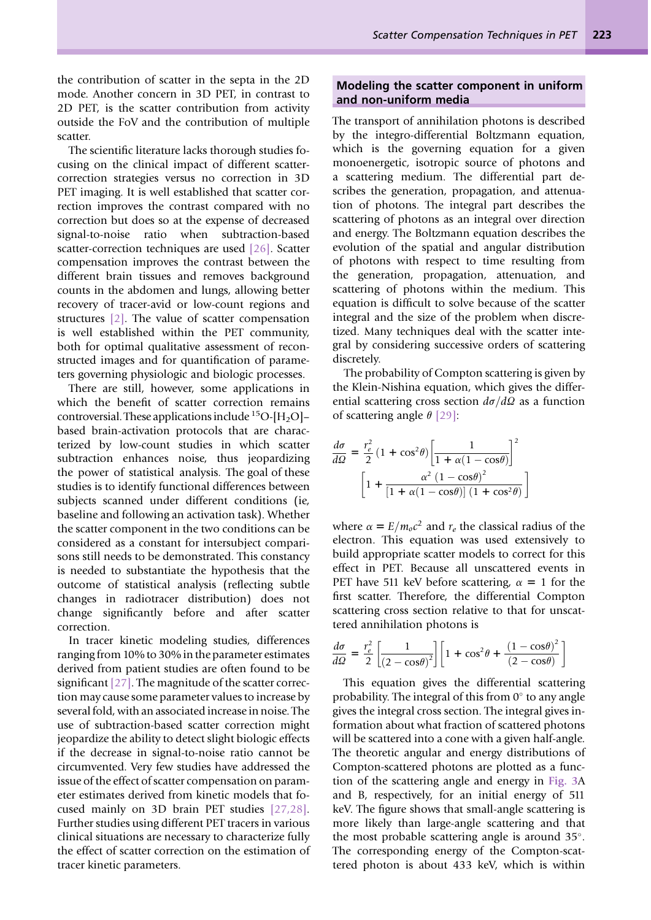the contribution of scatter in the septa in the 2D mode. Another concern in 3D PET, in contrast to 2D PET, is the scatter contribution from activity outside the FoV and the contribution of multiple scatter.

The scientific literature lacks thorough studies focusing on the clinical impact of different scatter-correction strategies versus no correction in 3D PET imaging. It is well established that scatter correction improves the contrast compared with no correction but does so at the expense of decreased signal-to-noise ratio when subtraction-based scatter-correction techniques are used [26]. Scatter compensation improves the contrast between the different brain tissues and removes background counts in the abdomen and lungs, allowing better recovery of tracer-avid or low-count regions and structures [2]. The value of scatter compensation is well established within the PET community, both for optimal qualitative assessment of reconstructed images and for quantification of parameters governing physiologic and biologic processes.

There are still, however, some applications in which the benefit of scatter correction remains controversial. These applications include $^{15}O$-[$H_2O$]–based brain-activation protocols that are characterized by low-count studies in which scatter subtraction enhances noise, thus jeopardizing the power of statistical analysis. The goal of these studies is to identify functional differences between subjects scanned under different conditions (ie, baseline and following an activation task). Whether the scatter component in the two conditions can be considered as a constant for intersubject comparisons still needs to be demonstrated. This constancy is needed to substantiate the hypothesis that the outcome of statistical analysis (reflecting subtle changes in radiotracer distribution) does not change significantly before and after scatter correction.

In tracer kinetic modeling studies, differences ranging from 10% to 30% in the parameter estimates derived from patient studies are often found to be significant [27]. The magnitude of the scatter correction may cause some parameter values to increase by several fold, with an associated increase in noise. The use of subtraction-based scatter correction might jeopardize the ability to detect slight biologic effects if the decrease in signal-to-noise ratio cannot be circumvented. Very few studies have addressed the issue of the effect of scatter compensation on parameter estimates derived from kinetic models that focused mainly on 3D brain PET studies [27,28]. Further studies using different PET tracers in various clinical situations are necessary to characterize fully the effect of scatter correction on the estimation of tracer kinetic parameters.

## Modeling the scatter component in uniform and non-uniform media

The transport of annihilation photons is described by the integro-differential Boltzmann equation, which is the governing equation for a given monoenergetic, isotropic source of photons and a scattering medium. The differential part describes the generation, propagation, and attenuation of photons. The integral part describes the scattering of photons as an integral over direction and energy. The Boltzmann equation describes the evolution of the spatial and angular distribution of photons with respect to time resulting from the generation, propagation, attenuation, and scattering of photons within the medium. This equation is difficult to solve because of the scatter integral and the size of the problem when discretized. Many techniques deal with the scatter integral by considering successive orders of scattering discretely.

The probability of Compton scattering is given by the Klein-Nishina equation, which gives the differential scattering cross section $d\sigma/d\Omega$ as a function of scattering angle $\theta$ [29]:

$$\frac{d\sigma}{d\Omega} = \frac{r_e^2}{2}(1+\cos^2\theta)\left[\frac{1}{1+\alpha(1-\cos\theta)}\right]^2 \left[1+\frac{\alpha^2(1-\cos\theta)^2}{[1+\alpha(1-\cos\theta)](1+\cos^2\theta)}\right]$$

where $\alpha = E/m_oc^2$ and $r_e$ the classical radius of the electron. This equation was used extensively to build appropriate scatter models to correct for this effect in PET. Because all unscattered events in PET have 511 keV before scattering, $\alpha = 1$ for the first scatter. Therefore, the differential Compton scattering cross section relative to that for unscattered annihilation photons is

$$\frac{d\sigma}{d\Omega} = \frac{r_e^2}{2}\left[\frac{1}{(2-\cos\theta)^2}\right]\left[1+\cos^2\theta+\frac{(1-\cos\theta)^2}{(2-\cos\theta)}\right]$$

This equation gives the differential scattering probability. The integral of this from 0° to any angle gives the integral cross section. The integral gives information about what fraction of scattered photons will be scattered into a cone with a given half-angle. The theoretic angular and energy distributions of Compton-scattered photons are plotted as a function of the scattering angle and energy in Fig. 3A and B, respectively, for an initial energy of 511 keV. The figure shows that small-angle scattering is more likely than large-angle scattering and that the most probable scattering angle is around 35°. The corresponding energy of the Compton-scattered photon is about 433 keV, which is within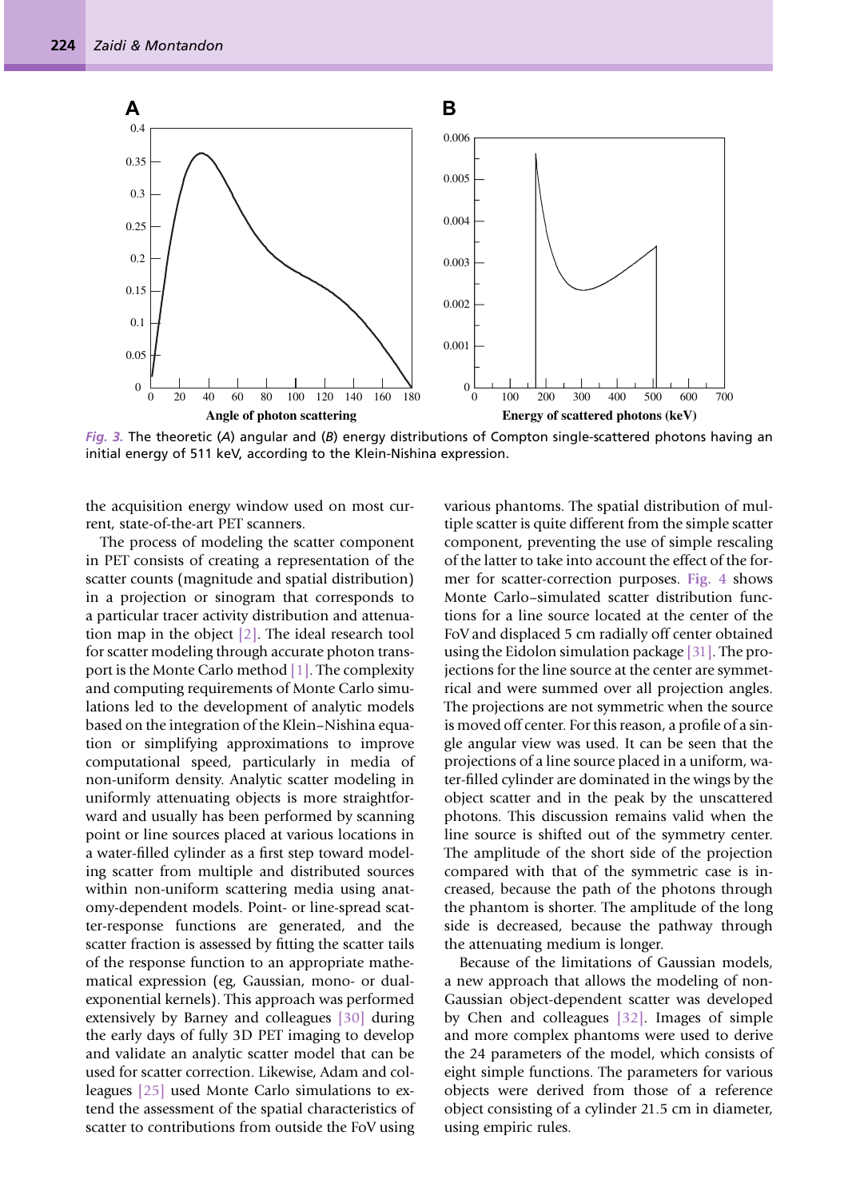*Fig. 3.* The theoretic (*A*) angular and (*B*) energy distributions of Compton single-scattered photons having an initial energy of 511 keV, according to the Klein-Nishina expression.

the acquisition energy window used on most current, state-of-the-art PET scanners.

The process of modeling the scatter component in PET consists of creating a representation of the scatter counts (magnitude and spatial distribution) in a projection or sinogram that corresponds to a particular tracer activity distribution and attenuation map in the object [2]. The ideal research tool for scatter modeling through accurate photon transport is the Monte Carlo method [1]. The complexity and computing requirements of Monte Carlo simulations led to the development of analytic models based on the integration of the Klein–Nishina equation or simplifying approximations to improve computational speed, particularly in media of non-uniform density. Analytic scatter modeling in uniformly attenuating objects is more straightforward and usually has been performed by scanning point or line sources placed at various locations in a water-filled cylinder as a first step toward modeling scatter from multiple and distributed sources within non-uniform scattering media using anatomy-dependent models. Point- or line-spread scatter-response functions are generated, and the scatter fraction is assessed by fitting the scatter tails of the response function to an appropriate mathematical expression (eg, Gaussian, mono- or dual-exponential kernels). This approach was performed extensively by Barney and colleagues [30] during the early days of fully 3D PET imaging to develop and validate an analytic scatter model that can be used for scatter correction. Likewise, Adam and colleagues [25] used Monte Carlo simulations to extend the assessment of the spatial characteristics of scatter to contributions from outside the FoV using various phantoms. The spatial distribution of multiple scatter is quite different from the simple scatter component, preventing the use of simple rescaling of the latter to take into account the effect of the former for scatter-correction purposes. Fig. 4 shows Monte Carlo–simulated scatter distribution functions for a line source located at the center of the FoV and displaced 5 cm radially off center obtained using the Eidolon simulation package [31]. The projections for the line source at the center are symmetrical and were summed over all projection angles. The projections are not symmetric when the source is moved off center. For this reason, a profile of a single angular view was used. It can be seen that the projections of a line source placed in a uniform, water-filled cylinder are dominated in the wings by the object scatter and in the peak by the unscattered photons. This discussion remains valid when the line source is shifted out of the symmetry center. The amplitude of the short side of the projection compared with that of the symmetric case is increased, because the path of the photons through the phantom is shorter. The amplitude of the long side is decreased, because the pathway through the attenuating medium is longer.

Because of the limitations of Gaussian models, a new approach that allows the modeling of non-Gaussian object-dependent scatter was developed by Chen and colleagues [32]. Images of simple and more complex phantoms were used to derive the 24 parameters of the model, which consists of eight simple functions. The parameters for various objects were derived from those of a reference object consisting of a cylinder 21.5 cm in diameter, using empiric rules.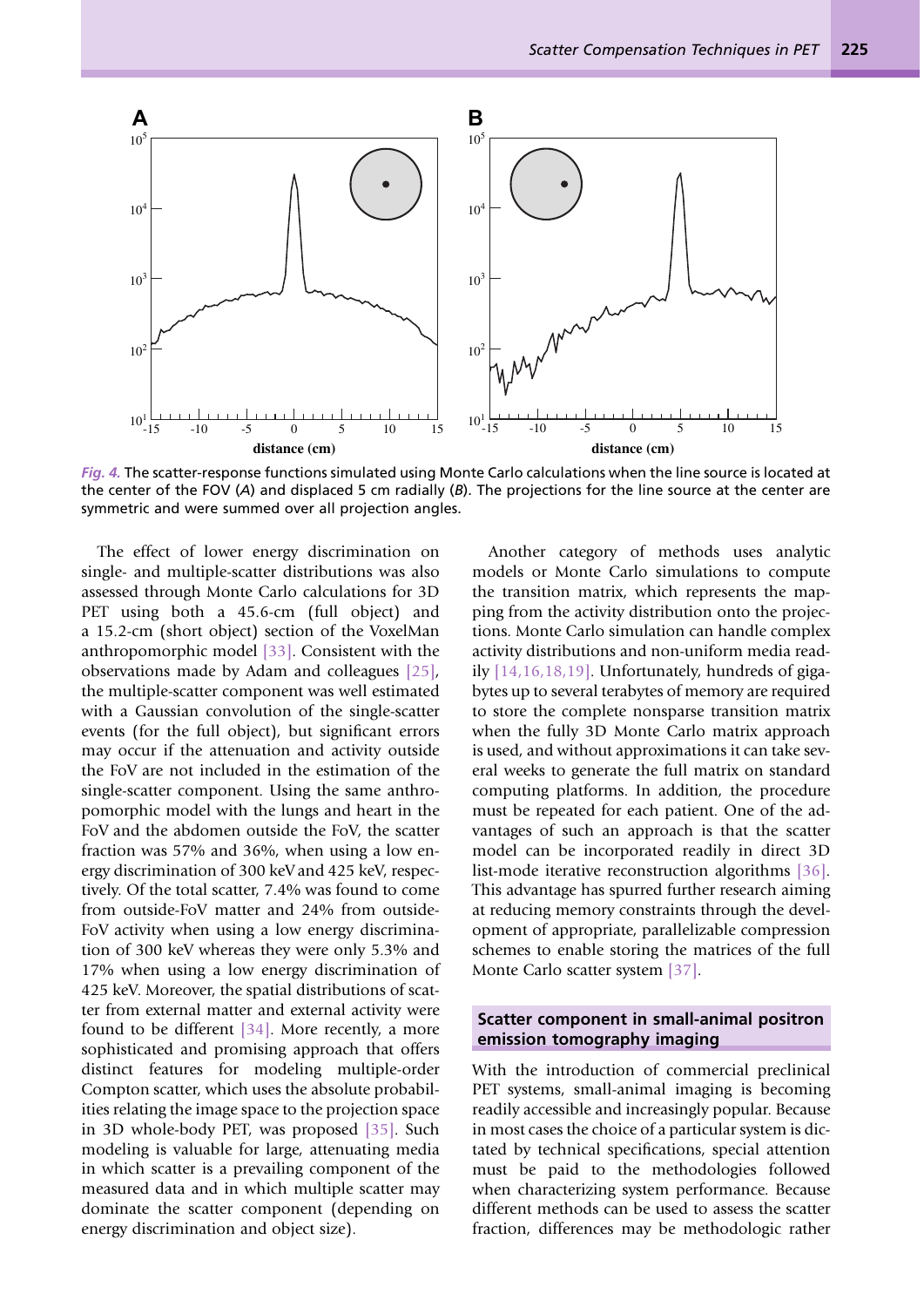*Fig. 4.* The scatter-response functions simulated using Monte Carlo calculations when the line source is located at the center of the FOV (*A*) and displaced 5 cm radially (*B*). The projections for the line source at the center are symmetric and were summed over all projection angles.

The effect of lower energy discrimination on single- and multiple-scatter distributions was also assessed through Monte Carlo calculations for 3D PET using both a 45.6-cm (full object) and a 15.2-cm (short object) section of the VoxelMan anthropomorphic model [33]. Consistent with the observations made by Adam and colleagues [25], the multiple-scatter component was well estimated with a Gaussian convolution of the single-scatter events (for the full object), but significant errors may occur if the attenuation and activity outside the FoV are not included in the estimation of the single-scatter component. Using the same anthropomorphic model with the lungs and heart in the FoV and the abdomen outside the FoV, the scatter fraction was 57% and 36%, when using a low energy discrimination of 300 keV and 425 keV, respectively. Of the total scatter, 7.4% was found to come from outside-FoV matter and 24% from outside-FoV activity when using a low energy discrimination of 300 keV whereas they were only 5.3% and 17% when using a low energy discrimination of 425 keV. Moreover, the spatial distributions of scatter from external matter and external activity were found to be different [34]. More recently, a more sophisticated and promising approach that offers distinct features for modeling multiple-order Compton scatter, which uses the absolute probabilities relating the image space to the projection space in 3D whole-body PET, was proposed [35]. Such modeling is valuable for large, attenuating media in which scatter is a prevailing component of the measured data and in which multiple scatter may dominate the scatter component (depending on energy discrimination and object size).

Another category of methods uses analytic models or Monte Carlo simulations to compute the transition matrix, which represents the mapping from the activity distribution onto the projections. Monte Carlo simulation can handle complex activity distributions and non-uniform media readily [14,16,18,19]. Unfortunately, hundreds of gigabytes up to several terabytes of memory are required to store the complete nonsparse transition matrix when the fully 3D Monte Carlo matrix approach is used, and without approximations it can take several weeks to generate the full matrix on standard computing platforms. In addition, the procedure must be repeated for each patient. One of the advantages of such an approach is that the scatter model can be incorporated readily in direct 3D list-mode iterative reconstruction algorithms [36]. This advantage has spurred further research aiming at reducing memory constraints through the development of appropriate, parallelizable compression schemes to enable storing the matrices of the full Monte Carlo scatter system [37].

## Scatter component in small-animal positron emission tomography imaging

With the introduction of commercial preclinical PET systems, small-animal imaging is becoming readily accessible and increasingly popular. Because in most cases the choice of a particular system is dictated by technical specifications, special attention must be paid to the methodologies followed when characterizing system performance. Because different methods can be used to assess the scatter fraction, differences may be methodologic rather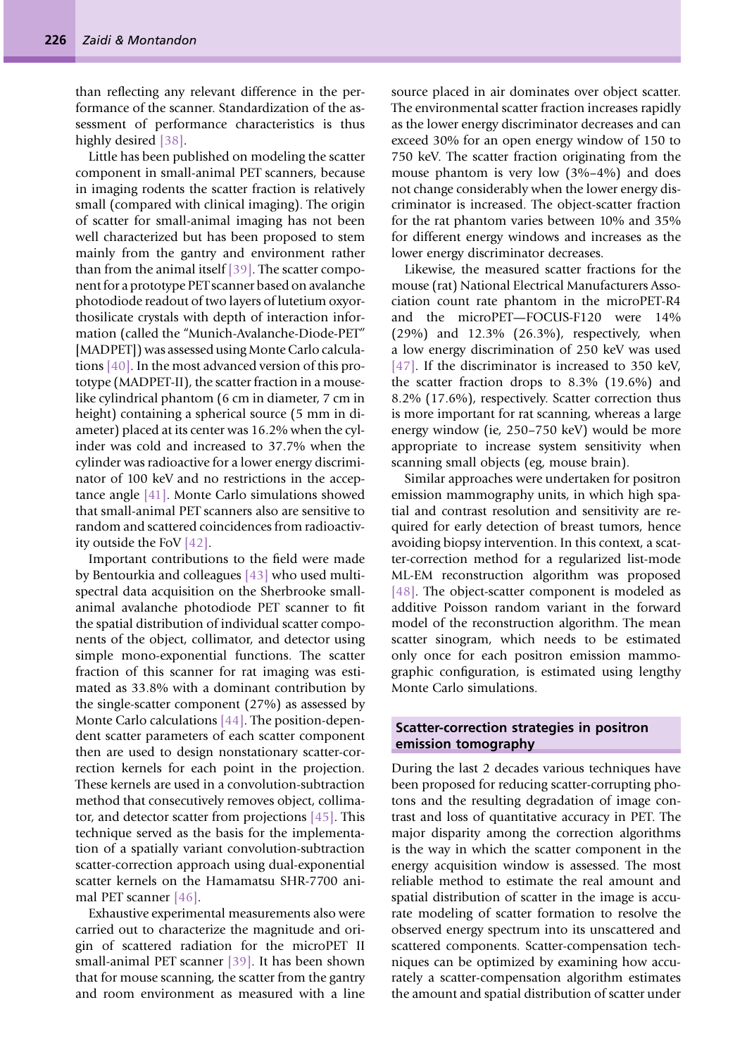than reflecting any relevant difference in the performance of the scanner. Standardization of the assessment of performance characteristics is thus highly desired [38].

Little has been published on modeling the scatter component in small-animal PET scanners, because in imaging rodents the scatter fraction is relatively small (compared with clinical imaging). The origin of scatter for small-animal imaging has not been well characterized but has been proposed to stem mainly from the gantry and environment rather than from the animal itself [39]. The scatter component for a prototype PET scanner based on avalanche photodiode readout of two layers of lutetium oxyorthosilicate crystals with depth of interaction information (called the "Munich-Avalanche-Diode-PET" [MADPET]) was assessed using Monte Carlo calculations [40]. In the most advanced version of this prototype (MADPET-II), the scatter fraction in a mouse-like cylindrical phantom (6 cm in diameter, 7 cm in height) containing a spherical source (5 mm in diameter) placed at its center was 16.2% when the cylinder was cold and increased to 37.7% when the cylinder was radioactive for a lower energy discriminator of 100 keV and no restrictions in the acceptance angle [41]. Monte Carlo simulations showed that small-animal PET scanners also are sensitive to random and scattered coincidences from radioactivity outside the FoV [42].

Important contributions to the field were made by Bentourkia and colleagues [43] who used multispectral data acquisition on the Sherbrooke small-animal avalanche photodiode PET scanner to fit the spatial distribution of individual scatter components of the object, collimator, and detector using simple mono-exponential functions. The scatter fraction of this scanner for rat imaging was estimated as 33.8% with a dominant contribution by the single-scatter component (27%) as assessed by Monte Carlo calculations [44]. The position-dependent scatter parameters of each scatter component then are used to design nonstationary scatter-correction kernels for each point in the projection. These kernels are used in a convolution-subtraction method that consecutively removes object, collimator, and detector scatter from projections [45]. This technique served as the basis for the implementation of a spatially variant convolution-subtraction scatter-correction approach using dual-exponential scatter kernels on the Hamamatsu SHR-7700 animal PET scanner [46].

Exhaustive experimental measurements also were carried out to characterize the magnitude and origin of scattered radiation for the microPET II small-animal PET scanner [39]. It has been shown that for mouse scanning, the scatter from the gantry and room environment as measured with a line source placed in air dominates over object scatter. The environmental scatter fraction increases rapidly as the lower energy discriminator decreases and can exceed 30% for an open energy window of 150 to 750 keV. The scatter fraction originating from the mouse phantom is very low (3%–4%) and does not change considerably when the lower energy discriminator is increased. The object-scatter fraction for the rat phantom varies between 10% and 35% for different energy windows and increases as the lower energy discriminator decreases.

Likewise, the measured scatter fractions for the mouse (rat) National Electrical Manufacturers Association count rate phantom in the microPET-R4 and the microPET—FOCUS-F120 were 14% (29%) and 12.3% (26.3%), respectively, when a low energy discrimination of 250 keV was used [47]. If the discriminator is increased to 350 keV, the scatter fraction drops to 8.3% (19.6%) and 8.2% (17.6%), respectively. Scatter correction thus is more important for rat scanning, whereas a large energy window (ie, 250–750 keV) would be more appropriate to increase system sensitivity when scanning small objects (eg, mouse brain).

Similar approaches were undertaken for positron emission mammography units, in which high spatial and contrast resolution and sensitivity are required for early detection of breast tumors, hence avoiding biopsy intervention. In this context, a scatter-correction method for a regularized list-mode ML-EM reconstruction algorithm was proposed [48]. The object-scatter component is modeled as additive Poisson random variant in the forward model of the reconstruction algorithm. The mean scatter sinogram, which needs to be estimated only once for each positron emission mammographic configuration, is estimated using lengthy Monte Carlo simulations.

## Scatter-correction strategies in positron emission tomography

During the last 2 decades various techniques have been proposed for reducing scatter-corrupting photons and the resulting degradation of image contrast and loss of quantitative accuracy in PET. The major disparity among the correction algorithms is the way in which the scatter component in the energy acquisition window is assessed. The most reliable method to estimate the real amount and spatial distribution of scatter in the image is accurate modeling of scatter formation to resolve the observed energy spectrum into its unscattered and scattered components. Scatter-compensation techniques can be optimized by examining how accurately a scatter-compensation algorithm estimates the amount and spatial distribution of scatter under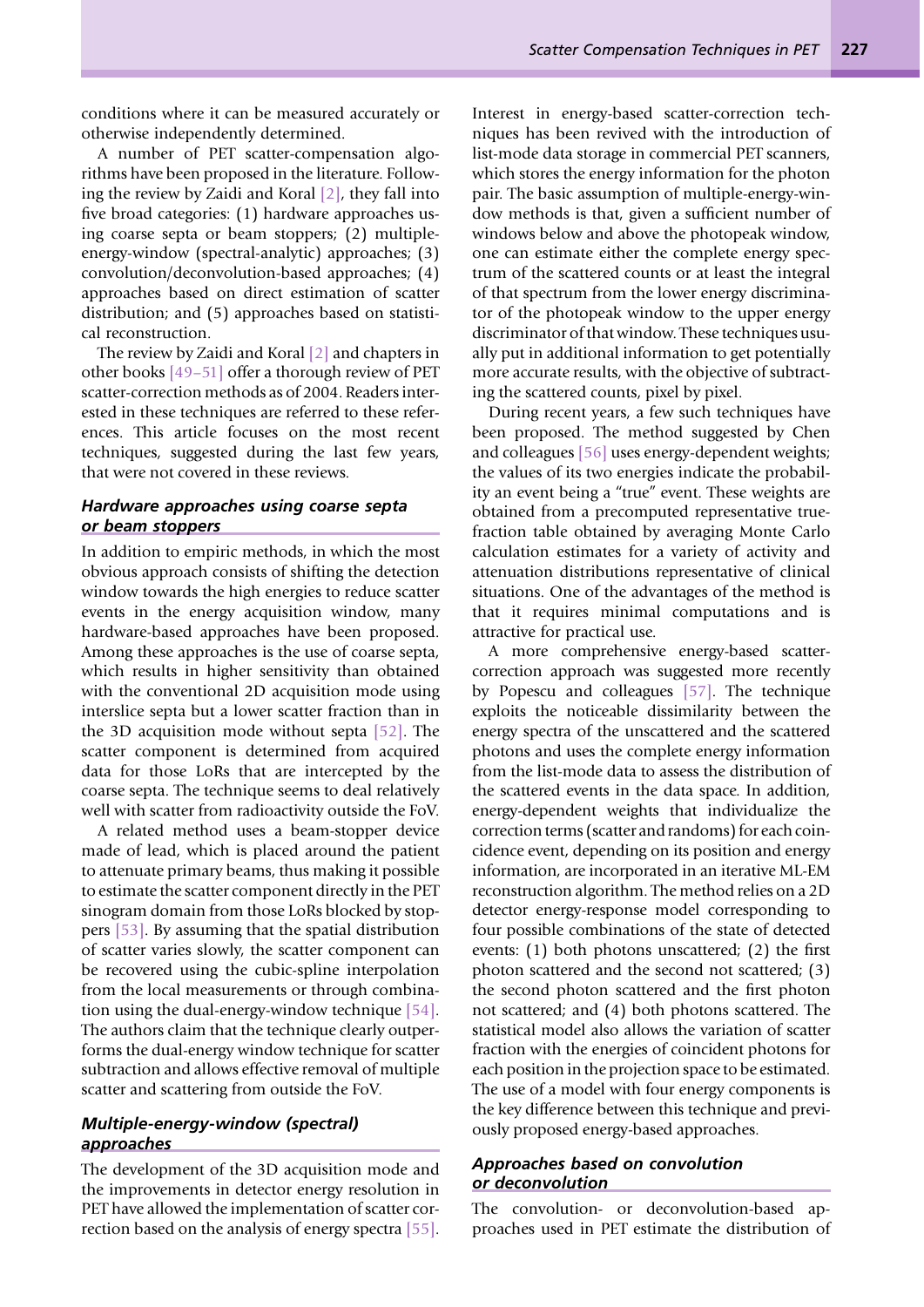conditions where it can be measured accurately or otherwise independently determined.

A number of PET scatter-compensation algorithms have been proposed in the literature. Following the review by Zaidi and Koral [2], they fall into five broad categories: (1) hardware approaches using coarse septa or beam stoppers; (2) multiple-energy-window (spectral-analytic) approaches; (3) convolution/deconvolution-based approaches; (4) approaches based on direct estimation of scatter distribution; and (5) approaches based on statistical reconstruction.

The review by Zaidi and Koral [2] and chapters in other books [49–51] offer a thorough review of PET scatter-correction methods as of 2004. Readers interested in these techniques are referred to these references. This article focuses on the most recent techniques, suggested during the last few years, that were not covered in these reviews.

### Hardware approaches using coarse septa or beam stoppers

In addition to empiric methods, in which the most obvious approach consists of shifting the detection window towards the high energies to reduce scatter events in the energy acquisition window, many hardware-based approaches have been proposed. Among these approaches is the use of coarse septa, which results in higher sensitivity than obtained with the conventional 2D acquisition mode using interslice septa but a lower scatter fraction than in the 3D acquisition mode without septa [52]. The scatter component is determined from acquired data for those LoRs that are intercepted by the coarse septa. The technique seems to deal relatively well with scatter from radioactivity outside the FoV.

A related method uses a beam-stopper device made of lead, which is placed around the patient to attenuate primary beams, thus making it possible to estimate the scatter component directly in the PET sinogram domain from those LoRs blocked by stoppers [53]. By assuming that the spatial distribution of scatter varies slowly, the scatter component can be recovered using the cubic-spline interpolation from the local measurements or through combination using the dual-energy-window technique [54]. The authors claim that the technique clearly outperforms the dual-energy window technique for scatter subtraction and allows effective removal of multiple scatter and scattering from outside the FoV.

### Multiple-energy-window (spectral) approaches

The development of the 3D acquisition mode and the improvements in detector energy resolution in PET have allowed the implementation of scatter correction based on the analysis of energy spectra [55]. Interest in energy-based scatter-correction techniques has been revived with the introduction of list-mode data storage in commercial PET scanners, which stores the energy information for the photon pair. The basic assumption of multiple-energy-window methods is that, given a sufficient number of windows below and above the photopeak window, one can estimate either the complete energy spectrum of the scattered counts or at least the integral of that spectrum from the lower energy discriminator of the photopeak window to the upper energy discriminator of that window. These techniques usually put in additional information to get potentially more accurate results, with the objective of subtracting the scattered counts, pixel by pixel.

During recent years, a few such techniques have been proposed. The method suggested by Chen and colleagues [56] uses energy-dependent weights; the values of its two energies indicate the probability an event being a "true" event. These weights are obtained from a precomputed representative true-fraction table obtained by averaging Monte Carlo calculation estimates for a variety of activity and attenuation distributions representative of clinical situations. One of the advantages of the method is that it requires minimal computations and is attractive for practical use.

A more comprehensive energy-based scatter-correction approach was suggested more recently by Popescu and colleagues [57]. The technique exploits the noticeable dissimilarity between the energy spectra of the unscattered and the scattered photons and uses the complete energy information from the list-mode data to assess the distribution of the scattered events in the data space. In addition, energy-dependent weights that individualize the correction terms (scatter and randoms) for each coincidence event, depending on its position and energy information, are incorporated in an iterative ML-EM reconstruction algorithm. The method relies on a 2D detector energy-response model corresponding to four possible combinations of the state of detected events: (1) both photons unscattered; (2) the first photon scattered and the second not scattered; (3) the second photon scattered and the first photon not scattered; and (4) both photons scattered. The statistical model also allows the variation of scatter fraction with the energies of coincident photons for each position in the projection space to be estimated. The use of a model with four energy components is the key difference between this technique and previously proposed energy-based approaches.

### Approaches based on convolution or deconvolution

The convolution- or deconvolution-based approaches used in PET estimate the distribution of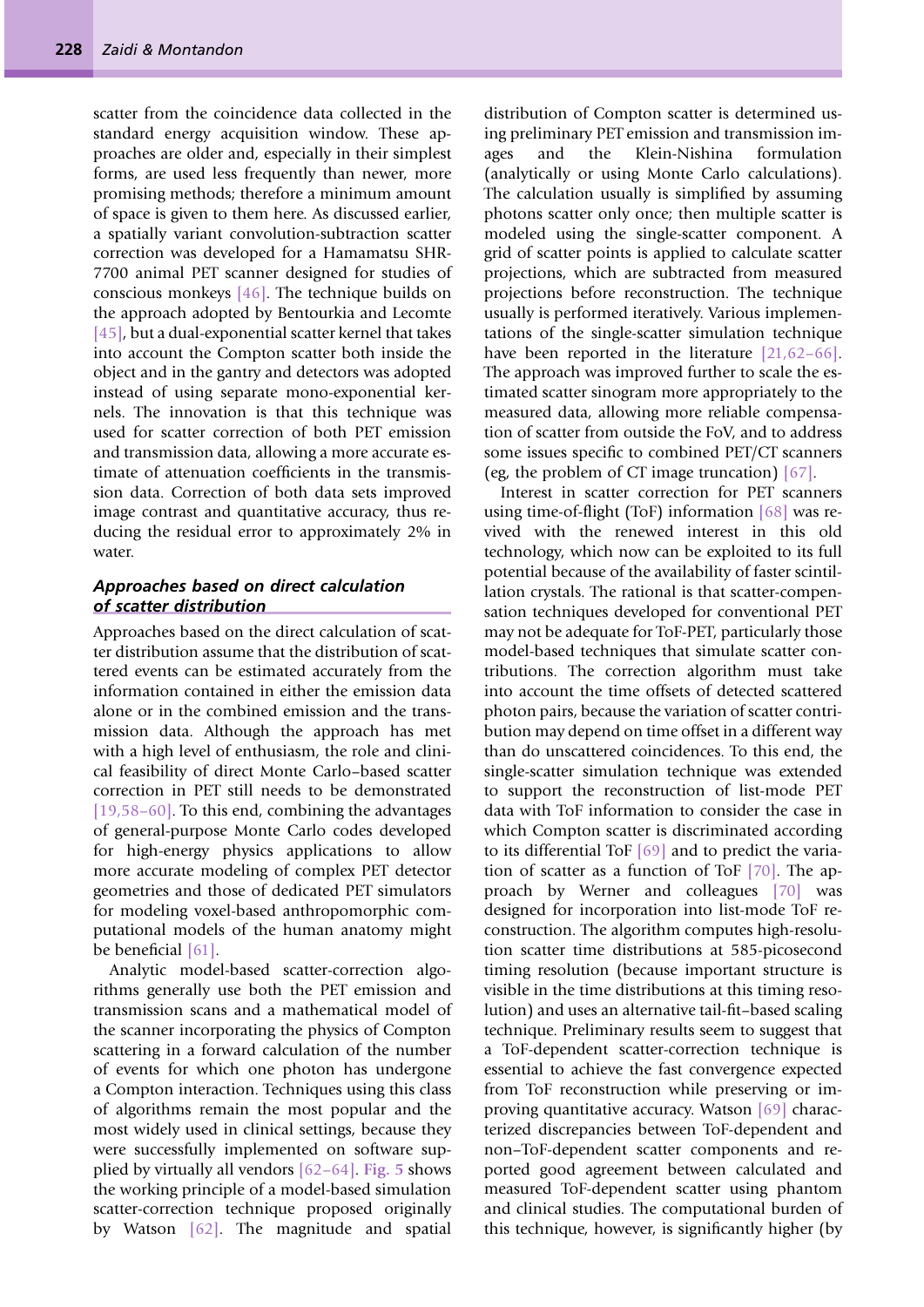scatter from the coincidence data collected in the standard energy acquisition window. These approaches are older and, especially in their simplest forms, are used less frequently than newer, more promising methods; therefore a minimum amount of space is given to them here. As discussed earlier, a spatially variant convolution-subtraction scatter correction was developed for a Hamamatsu SHR-7700 animal PET scanner designed for studies of conscious monkeys [46]. The technique builds on the approach adopted by Bentourkia and Lecomte [45], but a dual-exponential scatter kernel that takes into account the Compton scatter both inside the object and in the gantry and detectors was adopted instead of using separate mono-exponential kernels. The innovation is that this technique was used for scatter correction of both PET emission and transmission data, allowing a more accurate estimate of attenuation coefficients in the transmission data. Correction of both data sets improved image contrast and quantitative accuracy, thus reducing the residual error to approximately 2% in water.

### *Approaches based on direct calculation of scatter distribution*

Approaches based on the direct calculation of scatter distribution assume that the distribution of scattered events can be estimated accurately from the information contained in either the emission data alone or in the combined emission and the transmission data. Although the approach has met with a high level of enthusiasm, the role and clinical feasibility of direct Monte Carlo–based scatter correction in PET still needs to be demonstrated [19,58–60]. To this end, combining the advantages of general-purpose Monte Carlo codes developed for high-energy physics applications to allow more accurate modeling of complex PET detector geometries and those of dedicated PET simulators for modeling voxel-based anthropomorphic computational models of the human anatomy might be beneficial [61].

Analytic model-based scatter-correction algorithms generally use both the PET emission and transmission scans and a mathematical model of the scanner incorporating the physics of Compton scattering in a forward calculation of the number of events for which one photon has undergone a Compton interaction. Techniques using this class of algorithms remain the most popular and the most widely used in clinical settings, because they were successfully implemented on software supplied by virtually all vendors [62–64]. Fig. 5 shows the working principle of a model-based simulation scatter-correction technique proposed originally by Watson [62]. The magnitude and spatial distribution of Compton scatter is determined using preliminary PET emission and transmission images and the Klein-Nishina formulation (analytically or using Monte Carlo calculations). The calculation usually is simplified by assuming photons scatter only once; then multiple scatter is modeled using the single-scatter component. A grid of scatter points is applied to calculate scatter projections, which are subtracted from measured projections before reconstruction. The technique usually is performed iteratively. Various implementations of the single-scatter simulation technique have been reported in the literature [21,62–66]. The approach was improved further to scale the estimated scatter sinogram more appropriately to the measured data, allowing more reliable compensation of scatter from outside the FoV, and to address some issues specific to combined PET/CT scanners (eg, the problem of CT image truncation) [67].

Interest in scatter correction for PET scanners using time-of-flight (ToF) information [68] was revived with the renewed interest in this old technology, which now can be exploited to its full potential because of the availability of faster scintillation crystals. The rational is that scatter-compensation techniques developed for conventional PET may not be adequate for ToF-PET, particularly those model-based techniques that simulate scatter contributions. The correction algorithm must take into account the time offsets of detected scattered photon pairs, because the variation of scatter contribution may depend on time offset in a different way than do unscattered coincidences. To this end, the single-scatter simulation technique was extended to support the reconstruction of list-mode PET data with ToF information to consider the case in which Compton scatter is discriminated according to its differential ToF [69] and to predict the variation of scatter as a function of ToF [70]. The approach by Werner and colleagues [70] was designed for incorporation into list-mode ToF reconstruction. The algorithm computes high-resolution scatter time distributions at 585-picosecond timing resolution (because important structure is visible in the time distributions at this timing resolution) and uses an alternative tail-fit–based scaling technique. Preliminary results seem to suggest that a ToF-dependent scatter-correction technique is essential to achieve the fast convergence expected from ToF reconstruction while preserving or improving quantitative accuracy. Watson [69] characterized discrepancies between ToF-dependent and non–ToF-dependent scatter components and reported good agreement between calculated and measured ToF-dependent scatter using phantom and clinical studies. The computational burden of this technique, however, is significantly higher (by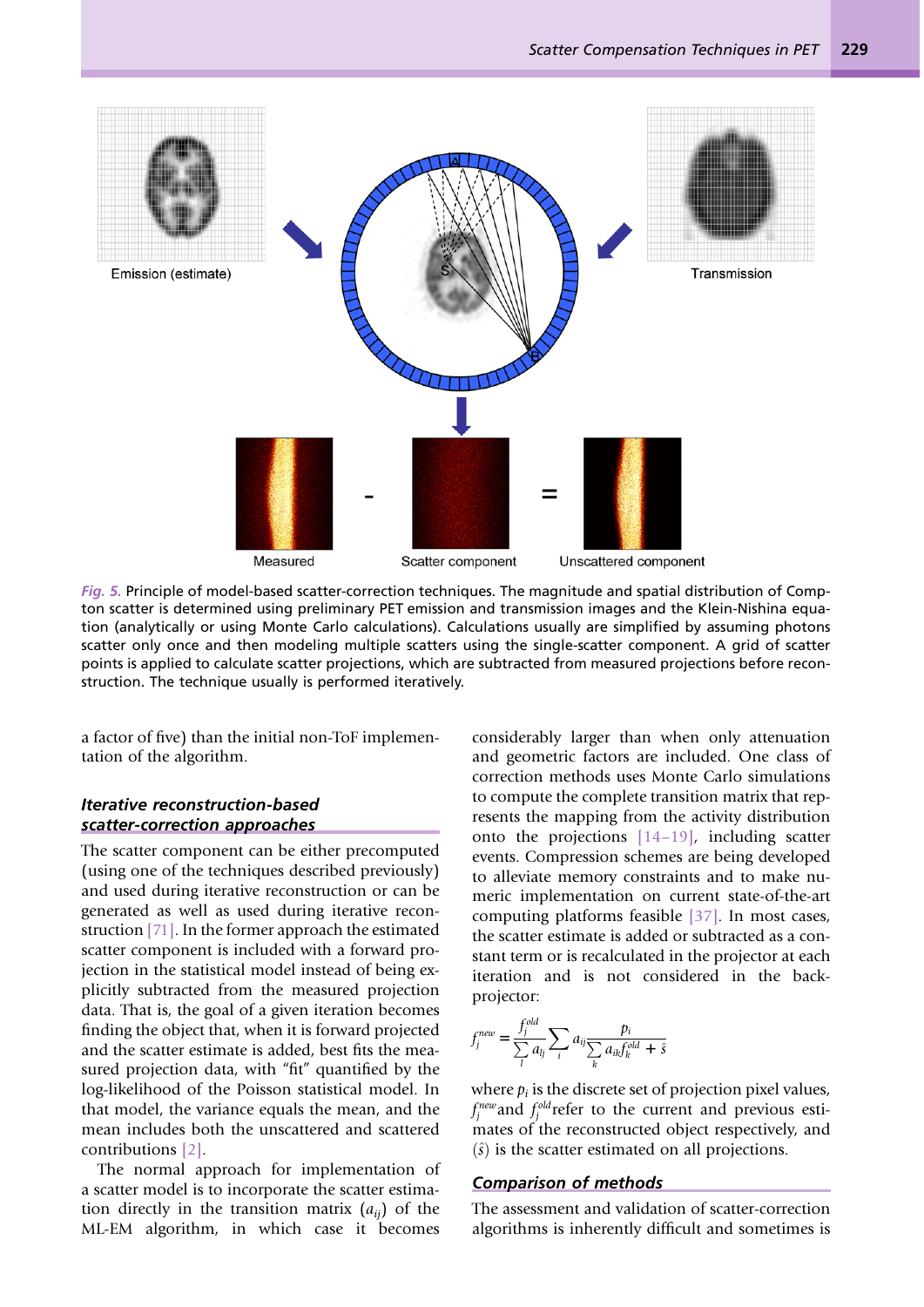Fig. 5. Principle of model-based scatter-correction techniques. The magnitude and spatial distribution of Compton scatter is determined using preliminary PET emission and transmission images and the Klein-Nishina equation (analytically or using Monte Carlo calculations). Calculations usually are simplified by assuming photons scatter only once and then modeling multiple scatters using the single-scatter component. A grid of scatter points is applied to calculate scatter projections, which are subtracted from measured projections before reconstruction. The technique usually is performed iteratively.

a factor of five) than the initial non-ToF implementation of the algorithm.

### Iterative reconstruction-based scatter-correction approaches

The scatter component can be either precomputed (using one of the techniques described previously) and used during iterative reconstruction or can be generated as well as used during iterative reconstruction [71]. In the former approach the estimated scatter component is included with a forward projection in the statistical model instead of being explicitly subtracted from the measured projection data. That is, the goal of a given iteration becomes finding the object that, when it is forward projected and the scatter estimate is added, best fits the measured projection data, with "fit" quantified by the log-likelihood of the Poisson statistical model. In that model, the variance equals the mean, and the mean includes both the unscattered and scattered contributions [2].

The normal approach for implementation of a scatter model is to incorporate the scatter estimation directly in the transition matrix ($a_{ij}$) of the ML-EM algorithm, in which case it becomes considerably larger than when only attenuation and geometric factors are included. One class of correction methods uses Monte Carlo simulations to compute the complete transition matrix that represents the mapping from the activity distribution onto the projections [14–19], including scatter events. Compression schemes are being developed to alleviate memory constraints and to make numeric implementation on current state-of-the-art computing platforms feasible [37]. In most cases, the scatter estimate is added or subtracted as a constant term or is recalculated in the projector at each iteration and is not considered in the backprojector:

$$f_j^{new} = \frac{f_j^{old}}{\sum_l a_{lj}} \sum_i a_{ij} \frac{p_i}{\sum_k a_{ik} f_k^{old} + \hat{s}}$$

where $p_i$ is the discrete set of projection pixel values, $f_j^{new}$ and $f_j^{old}$ refer to the current and previous estimates of the reconstructed object respectively, and ($\hat{s}$) is the scatter estimated on all projections.

### Comparison of methods

The assessment and validation of scatter-correction algorithms is inherently difficult and sometimes is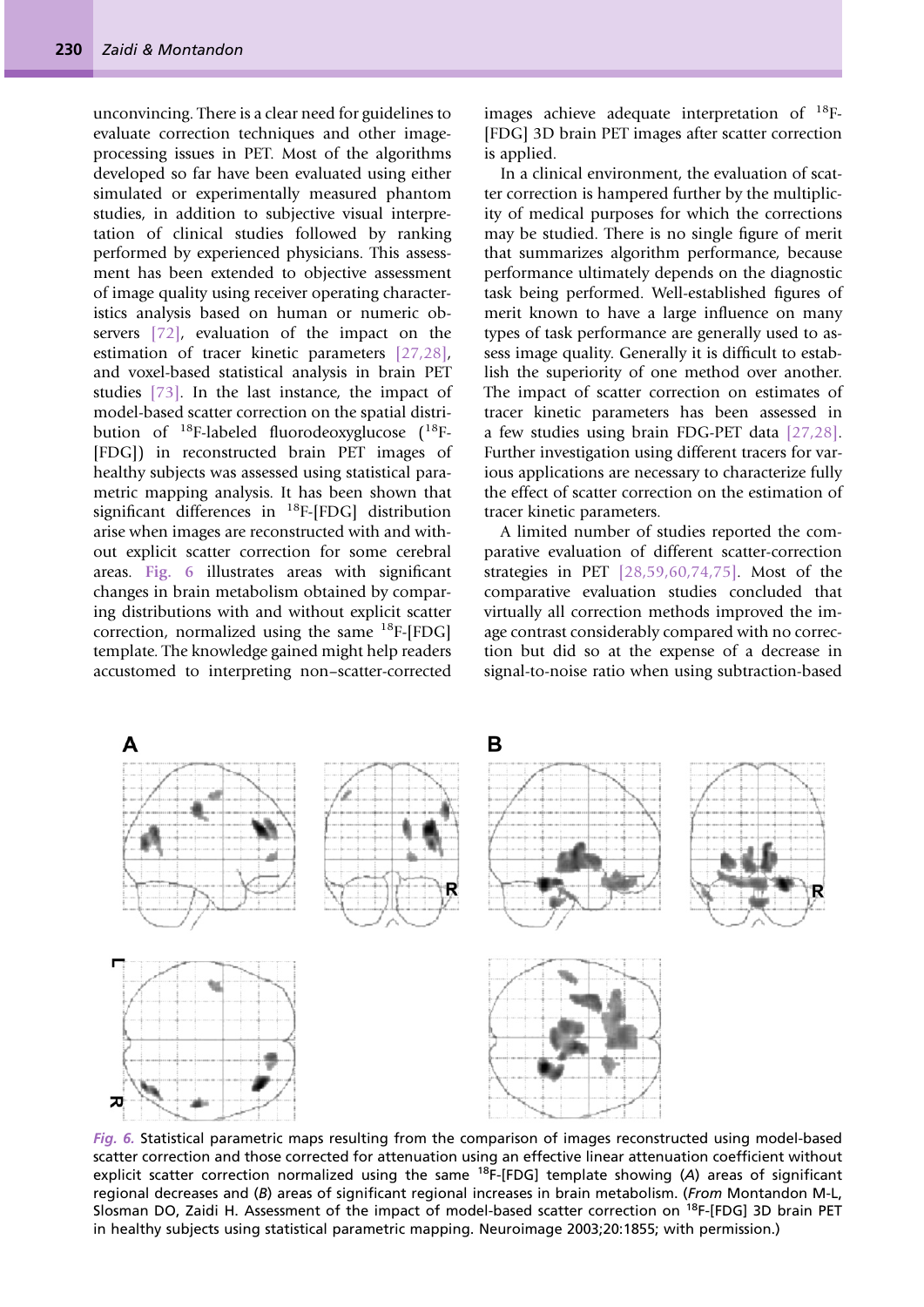unconvincing. There is a clear need for guidelines to evaluate correction techniques and other image-processing issues in PET. Most of the algorithms developed so far have been evaluated using either simulated or experimentally measured phantom studies, in addition to subjective visual interpretation of clinical studies followed by ranking performed by experienced physicians. This assessment has been extended to objective assessment of image quality using receiver operating characteristics analysis based on human or numeric observers [72], evaluation of the impact on the estimation of tracer kinetic parameters [27,28], and voxel-based statistical analysis in brain PET studies [73]. In the last instance, the impact of model-based scatter correction on the spatial distribution of $^{18}$F-labeled fluorodeoxyglucose ($^{18}$F-[FDG]) in reconstructed brain PET images of healthy subjects was assessed using statistical parametric mapping analysis. It has been shown that significant differences in $^{18}$F-[FDG] distribution arise when images are reconstructed with and without explicit scatter correction for some cerebral areas. Fig. 6 illustrates areas with significant changes in brain metabolism obtained by comparing distributions with and without explicit scatter correction, normalized using the same $^{18}$F-[FDG] template. The knowledge gained might help readers accustomed to interpreting non–scatter-corrected images achieve adequate interpretation of $^{18}$F-[FDG] 3D brain PET images after scatter correction is applied.

In a clinical environment, the evaluation of scatter correction is hampered further by the multiplicity of medical purposes for which the corrections may be studied. There is no single figure of merit that summarizes algorithm performance, because performance ultimately depends on the diagnostic task being performed. Well-established figures of merit known to have a large influence on many types of task performance are generally used to assess image quality. Generally it is difficult to establish the superiority of one method over another. The impact of scatter correction on estimates of tracer kinetic parameters has been assessed in a few studies using brain FDG-PET data [27,28]. Further investigation using different tracers for various applications are necessary to characterize fully the effect of scatter correction on the estimation of tracer kinetic parameters.

A limited number of studies reported the comparative evaluation of different scatter-correction strategies in PET [28,59,60,74,75]. Most of the comparative evaluation studies concluded that virtually all correction methods improved the image contrast considerably compared with no correction but did so at the expense of a decrease in signal-to-noise ratio when using subtraction-based

*Fig. 6.* Statistical parametric maps resulting from the comparison of images reconstructed using model-based scatter correction and those corrected for attenuation using an effective linear attenuation coefficient without explicit scatter correction normalized using the same $^{18}$F-[FDG] template showing (*A*) areas of significant regional decreases and (*B*) areas of significant regional increases in brain metabolism. (*From* Montandon M-L, Slosman DO, Zaidi H. Assessment of the impact of model-based scatter correction on $^{18}$F-[FDG] 3D brain PET in healthy subjects using statistical parametric mapping. Neuroimage 2003;20:1855; with permission.)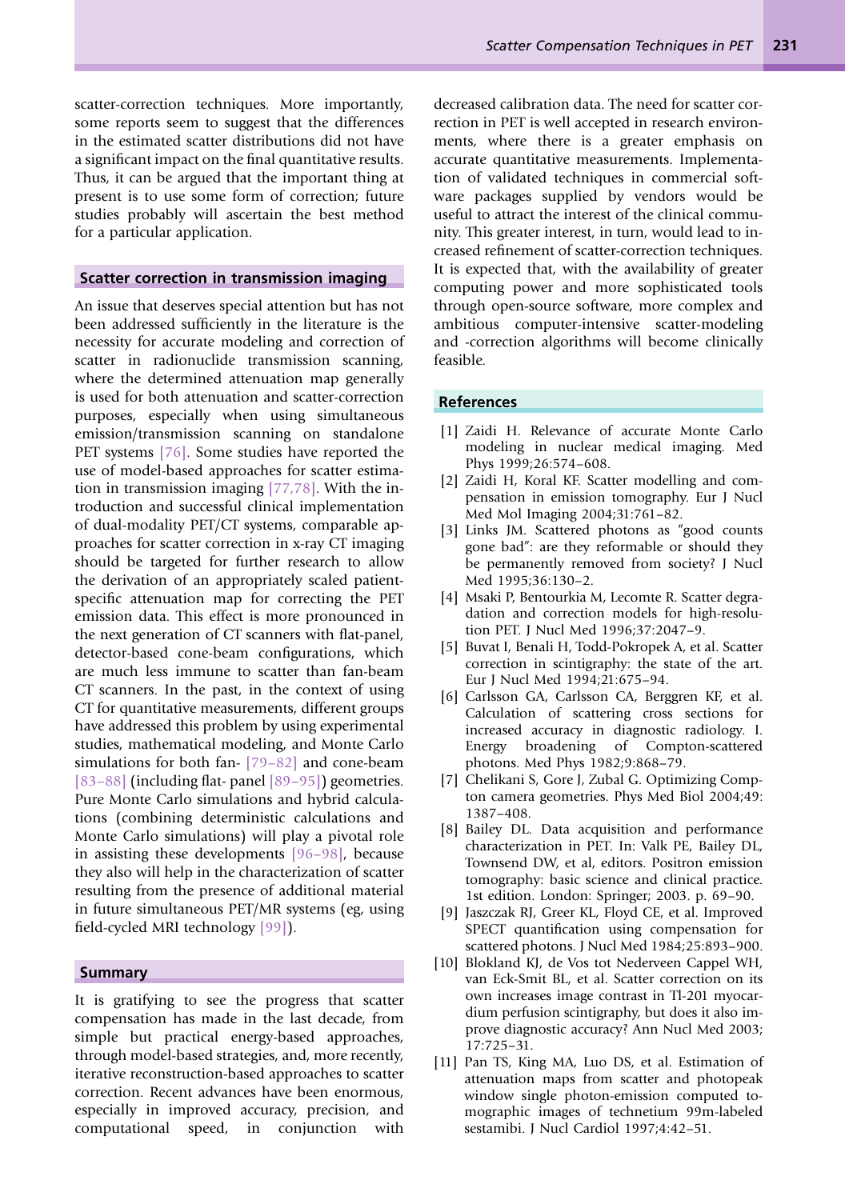scatter-correction techniques. More importantly, some reports seem to suggest that the differences in the estimated scatter distributions did not have a significant impact on the final quantitative results. Thus, it can be argued that the important thing at present is to use some form of correction; future studies probably will ascertain the best method for a particular application.

## Scatter correction in transmission imaging

An issue that deserves special attention but has not been addressed sufficiently in the literature is the necessity for accurate modeling and correction of scatter in radionuclide transmission scanning, where the determined attenuation map generally is used for both attenuation and scatter-correction purposes, especially when using simultaneous emission/transmission scanning on standalone PET systems [76]. Some studies have reported the use of model-based approaches for scatter estimation in transmission imaging [77,78]. With the introduction and successful clinical implementation of dual-modality PET/CT systems, comparable approaches for scatter correction in x-ray CT imaging should be targeted for further research to allow the derivation of an appropriately scaled patient-specific attenuation map for correcting the PET emission data. This effect is more pronounced in the next generation of CT scanners with flat-panel, detector-based cone-beam configurations, which are much less immune to scatter than fan-beam CT scanners. In the past, in the context of using CT for quantitative measurements, different groups have addressed this problem by using experimental studies, mathematical modeling, and Monte Carlo simulations for both fan- [79–82] and cone-beam [83–88] (including flat- panel [89–95]) geometries. Pure Monte Carlo simulations and hybrid calculations (combining deterministic calculations and Monte Carlo simulations) will play a pivotal role in assisting these developments [96–98], because they also will help in the characterization of scatter resulting from the presence of additional material in future simultaneous PET/MR systems (eg, using field-cycled MRI technology [99]).

## Summary

It is gratifying to see the progress that scatter compensation has made in the last decade, from simple but practical energy-based approaches, through model-based strategies, and, more recently, iterative reconstruction-based approaches to scatter correction. Recent advances have been enormous, especially in improved accuracy, precision, and computational speed, in conjunction with decreased calibration data. The need for scatter correction in PET is well accepted in research environments, where there is a greater emphasis on accurate quantitative measurements. Implementation of validated techniques in commercial software packages supplied by vendors would be useful to attract the interest of the clinical community. This greater interest, in turn, would lead to increased refinement of scatter-correction techniques. It is expected that, with the availability of greater computing power and more sophisticated tools through open-source software, more complex and ambitious computer-intensive scatter-modeling and -correction algorithms will become clinically feasible.

## References

[1] Zaidi H. Relevance of accurate Monte Carlo modeling in nuclear medical imaging. Med Phys 1999;26:574–608.

[2] Zaidi H, Koral KF. Scatter modelling and compensation in emission tomography. Eur J Nucl Med Mol Imaging 2004;31:761–82.

[3] Links JM. Scattered photons as "good counts gone bad": are they reformable or should they be permanently removed from society? J Nucl Med 1995;36:130–2.

[4] Msaki P, Bentourkia M, Lecomte R. Scatter degradation and correction models for high-resolution PET. J Nucl Med 1996;37:2047–9.

[5] Buvat I, Benali H, Todd-Pokropek A, et al. Scatter correction in scintigraphy: the state of the art. Eur J Nucl Med 1994;21:675–94.

[6] Carlsson GA, Carlsson CA, Berggren KF, et al. Calculation of scattering cross sections for increased accuracy in diagnostic radiology. I. Energy broadening of Compton-scattered photons. Med Phys 1982;9:868–79.

[7] Chelikani S, Gore J, Zubal G. Optimizing Compton camera geometries. Phys Med Biol 2004;49:1387–408.

[8] Bailey DL. Data acquisition and performance characterization in PET. In: Valk PE, Bailey DL, Townsend DW, et al, editors. Positron emission tomography: basic science and clinical practice. 1st edition. London: Springer; 2003. p. 69–90.

[9] Jaszczak RJ, Greer KL, Floyd CE, et al. Improved SPECT quantification using compensation for scattered photons. J Nucl Med 1984;25:893–900.

[10] Blokland KJ, de Vos tot Nederveen Cappel WH, van Eck-Smit BL, et al. Scatter correction on its own increases image contrast in Tl-201 myocardium perfusion scintigraphy, but does it also improve diagnostic accuracy? Ann Nucl Med 2003;17:725–31.

[11] Pan TS, King MA, Luo DS, et al. Estimation of attenuation maps from scatter and photopeak window single photon-emission computed tomographic images of technetium 99m-labeled sestamibi. J Nucl Cardiol 1997;4:42–51.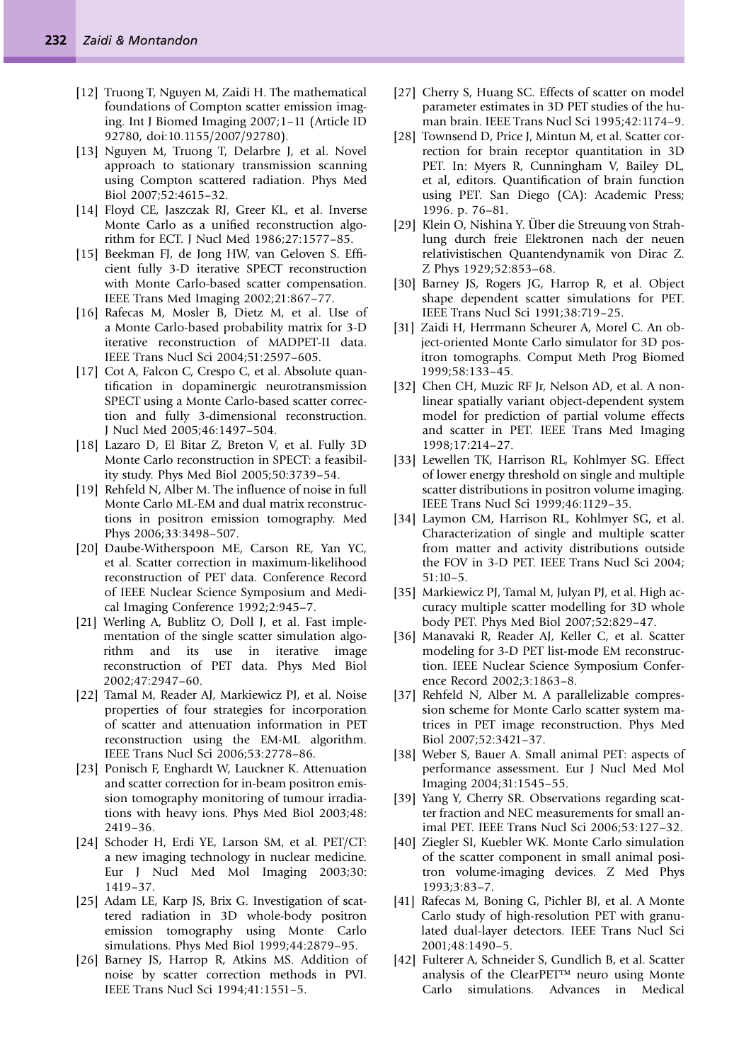[12] Truong T, Nguyen M, Zaidi H. The mathematical foundations of Compton scatter emission imaging. Int J Biomed Imaging 2007;1–11 (Article ID 92780, doi:10.1155/2007/92780).

[13] Nguyen M, Truong T, Delarbre J, et al. Novel approach to stationary transmission scanning using Compton scattered radiation. Phys Med Biol 2007;52:4615–32.

[14] Floyd CE, Jaszczak RJ, Greer KL, et al. Inverse Monte Carlo as a unified reconstruction algorithm for ECT. J Nucl Med 1986;27:1577–85.

[15] Beekman FJ, de Jong HW, van Geloven S. Efficient fully 3-D iterative SPECT reconstruction with Monte Carlo-based scatter compensation. IEEE Trans Med Imaging 2002;21:867–77.

[16] Rafecas M, Mosler B, Dietz M, et al. Use of a Monte Carlo-based probability matrix for 3-D iterative reconstruction of MADPET-II data. IEEE Trans Nucl Sci 2004;51:2597–605.

[17] Cot A, Falcon C, Crespo C, et al. Absolute quantification in dopaminergic neurotransmission SPECT using a Monte Carlo-based scatter correction and fully 3-dimensional reconstruction. J Nucl Med 2005;46:1497–504.

[18] Lazaro D, El Bitar Z, Breton V, et al. Fully 3D Monte Carlo reconstruction in SPECT: a feasibility study. Phys Med Biol 2005;50:3739–54.

[19] Rehfeld N, Alber M. The influence of noise in full Monte Carlo ML-EM and dual matrix reconstructions in positron emission tomography. Med Phys 2006;33:3498–507.

[20] Daube-Witherspoon ME, Carson RE, Yan YC, et al. Scatter correction in maximum-likelihood reconstruction of PET data. Conference Record of IEEE Nuclear Science Symposium and Medical Imaging Conference 1992;2:945–7.

[21] Werling A, Bublitz O, Doll J, et al. Fast implementation of the single scatter simulation algorithm and its use in iterative image reconstruction of PET data. Phys Med Biol 2002;47:2947–60.

[22] Tamal M, Reader AJ, Markiewicz PJ, et al. Noise properties of four strategies for incorporation of scatter and attenuation information in PET reconstruction using the EM-ML algorithm. IEEE Trans Nucl Sci 2006;53:2778–86.

[23] Ponisch F, Enghardt W, Lauckner K. Attenuation and scatter correction for in-beam positron emission tomography monitoring of tumour irradiations with heavy ions. Phys Med Biol 2003;48: 2419–36.

[24] Schoder H, Erdi YE, Larson SM, et al. PET/CT: a new imaging technology in nuclear medicine. Eur J Nucl Med Mol Imaging 2003;30: 1419–37.

[25] Adam LE, Karp JS, Brix G. Investigation of scattered radiation in 3D whole-body positron emission tomography using Monte Carlo simulations. Phys Med Biol 1999;44:2879–95.

[26] Barney JS, Harrop R, Atkins MS. Addition of noise by scatter correction methods in PVI. IEEE Trans Nucl Sci 1994;41:1551–5.

[27] Cherry S, Huang SC. Effects of scatter on model parameter estimates in 3D PET studies of the human brain. IEEE Trans Nucl Sci 1995;42:1174–9.

[28] Townsend D, Price J, Mintun M, et al. Scatter correction for brain receptor quantitation in 3D PET. In: Myers R, Cunningham V, Bailey DL, et al, editors. Quantification of brain function using PET. San Diego (CA): Academic Press; 1996. p. 76–81.

[29] Klein O, Nishina Y. Über die Streuung von Strahlung durch freie Elektronen nach der neuen relativistischen Quantendynamik von Dirac Z. Z Phys 1929;52:853–68.

[30] Barney JS, Rogers JG, Harrop R, et al. Object shape dependent scatter simulations for PET. IEEE Trans Nucl Sci 1991;38:719–25.

[31] Zaidi H, Herrmann Scheurer A, Morel C. An object-oriented Monte Carlo simulator for 3D positron tomographs. Comput Meth Prog Biomed 1999;58:133–45.

[32] Chen CH, Muzic RF Jr, Nelson AD, et al. A nonlinear spatially variant object-dependent system model for prediction of partial volume effects and scatter in PET. IEEE Trans Med Imaging 1998;17:214–27.

[33] Lewellen TK, Harrison RL, Kohlmyer SG. Effect of lower energy threshold on single and multiple scatter distributions in positron volume imaging. IEEE Trans Nucl Sci 1999;46:1129–35.

[34] Laymon CM, Harrison RL, Kohlmyer SG, et al. Characterization of single and multiple scatter from matter and activity distributions outside the FOV in 3-D PET. IEEE Trans Nucl Sci 2004; 51:10–5.

[35] Markiewicz PJ, Tamal M, Julyan PJ, et al. High accuracy multiple scatter modelling for 3D whole body PET. Phys Med Biol 2007;52:829–47.

[36] Manavaki R, Reader AJ, Keller C, et al. Scatter modeling for 3-D PET list-mode EM reconstruction. IEEE Nuclear Science Symposium Conference Record 2002;3:1863–8.

[37] Rehfeld N, Alber M. A parallelizable compression scheme for Monte Carlo scatter system matrices in PET image reconstruction. Phys Med Biol 2007;52:3421–37.

[38] Weber S, Bauer A. Small animal PET: aspects of performance assessment. Eur J Nucl Med Mol Imaging 2004;31:1545–55.

[39] Yang Y, Cherry SR. Observations regarding scatter fraction and NEC measurements for small animal PET. IEEE Trans Nucl Sci 2006;53:127–32.

[40] Ziegler SI, Kuebler WK. Monte Carlo simulation of the scatter component in small animal positron volume-imaging devices. Z Med Phys 1993;3:83–7.

[41] Rafecas M, Boning G, Pichler BJ, et al. A Monte Carlo study of high-resolution PET with granulated dual-layer detectors. IEEE Trans Nucl Sci 2001;48:1490–5.

[42] Fulterer A, Schneider S, Gundlich B, et al. Scatter analysis of the ClearPET™ neuro using Monte Carlo simulations. Advances in Medical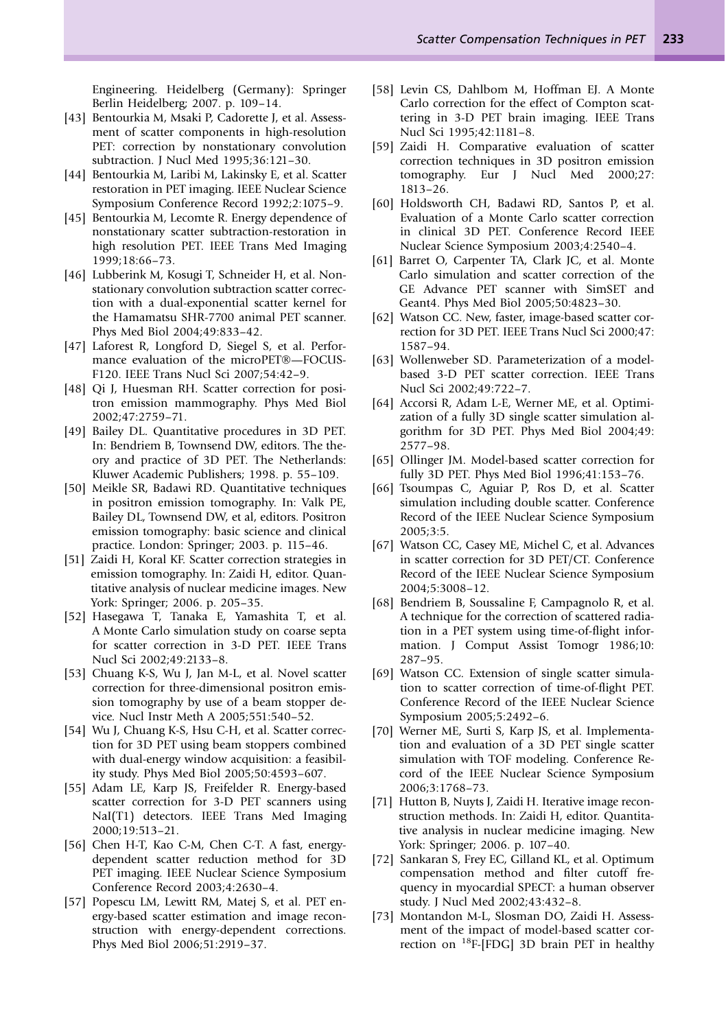Engineering. Heidelberg (Germany): Springer Berlin Heidelberg; 2007. p. 109–14.

[43] Bentourkia M, Msaki P, Cadorette J, et al. Assessment of scatter components in high-resolution PET: correction by nonstationary convolution subtraction. J Nucl Med 1995;36:121–30.

[44] Bentourkia M, Laribi M, Lakinsky E, et al. Scatter restoration in PET imaging. IEEE Nuclear Science Symposium Conference Record 1992;2:1075–9.

[45] Bentourkia M, Lecomte R. Energy dependence of nonstationary scatter subtraction-restoration in high resolution PET. IEEE Trans Med Imaging 1999;18:66–73.

[46] Lubberink M, Kosugi T, Schneider H, et al. Non-stationary convolution subtraction scatter correction with a dual-exponential scatter kernel for the Hamamatsu SHR-7700 animal PET scanner. Phys Med Biol 2004;49:833–42.

[47] Laforest R, Longford D, Siegel S, et al. Performance evaluation of the microPET®—FOCUS-F120. IEEE Trans Nucl Sci 2007;54:42–9.

[48] Qi J, Huesman RH. Scatter correction for positron emission mammography. Phys Med Biol 2002;47:2759–71.

[49] Bailey DL. Quantitative procedures in 3D PET. In: Bendriem B, Townsend DW, editors. The theory and practice of 3D PET. The Netherlands: Kluwer Academic Publishers; 1998. p. 55–109.

[50] Meikle SR, Badawi RD. Quantitative techniques in positron emission tomography. In: Valk PE, Bailey DL, Townsend DW, et al, editors. Positron emission tomography: basic science and clinical practice. London: Springer; 2003. p. 115–46.

[51] Zaidi H, Koral KF. Scatter correction strategies in emission tomography. In: Zaidi H, editor. Quantitative analysis of nuclear medicine images. New York: Springer; 2006. p. 205–35.

[52] Hasegawa T, Tanaka E, Yamashita T, et al. A Monte Carlo simulation study on coarse septa for scatter correction in 3-D PET. IEEE Trans Nucl Sci 2002;49:2133–8.

[53] Chuang K-S, Wu J, Jan M-L, et al. Novel scatter correction for three-dimensional positron emission tomography by use of a beam stopper device. Nucl Instr Meth A 2005;551:540–52.

[54] Wu J, Chuang K-S, Hsu C-H, et al. Scatter correction for 3D PET using beam stoppers combined with dual-energy window acquisition: a feasibility study. Phys Med Biol 2005;50:4593–607.

[55] Adam LE, Karp JS, Freifelder R. Energy-based scatter correction for 3-D PET scanners using NaI(T1) detectors. IEEE Trans Med Imaging 2000;19:513–21.

[56] Chen H-T, Kao C-M, Chen C-T. A fast, energy-dependent scatter reduction method for 3D PET imaging. IEEE Nuclear Science Symposium Conference Record 2003;4:2630–4.

[57] Popescu LM, Lewitt RM, Matej S, et al. PET energy-based scatter estimation and image reconstruction with energy-dependent corrections. Phys Med Biol 2006;51:2919–37.

[58] Levin CS, Dahlbom M, Hoffman EJ. A Monte Carlo correction for the effect of Compton scattering in 3-D PET brain imaging. IEEE Trans Nucl Sci 1995;42:1181–8.

[59] Zaidi H. Comparative evaluation of scatter correction techniques in 3D positron emission tomography. Eur J Nucl Med 2000;27: 1813–26.

[60] Holdsworth CH, Badawi RD, Santos P, et al. Evaluation of a Monte Carlo scatter correction in clinical 3D PET. Conference Record IEEE Nuclear Science Symposium 2003;4:2540–4.

[61] Barret O, Carpenter TA, Clark JC, et al. Monte Carlo simulation and scatter correction of the GE Advance PET scanner with SimSET and Geant4. Phys Med Biol 2005;50:4823–30.

[62] Watson CC. New, faster, image-based scatter correction for 3D PET. IEEE Trans Nucl Sci 2000;47: 1587–94.

[63] Wollenweber SD. Parameterization of a model-based 3-D PET scatter correction. IEEE Trans Nucl Sci 2002;49:722–7.

[64] Accorsi R, Adam L-E, Werner ME, et al. Optimization of a fully 3D single scatter simulation algorithm for 3D PET. Phys Med Biol 2004;49: 2577–98.

[65] Ollinger JM. Model-based scatter correction for fully 3D PET. Phys Med Biol 1996;41:153–76.

[66] Tsoumpas C, Aguiar P, Ros D, et al. Scatter simulation including double scatter. Conference Record of the IEEE Nuclear Science Symposium 2005;3:5.

[67] Watson CC, Casey ME, Michel C, et al. Advances in scatter correction for 3D PET/CT. Conference Record of the IEEE Nuclear Science Symposium 2004;5:3008–12.

[68] Bendriem B, Soussaline F, Campagnolo R, et al. A technique for the correction of scattered radiation in a PET system using time-of-flight information. J Comput Assist Tomogr 1986;10: 287–95.

[69] Watson CC. Extension of single scatter simulation to scatter correction of time-of-flight PET. Conference Record of the IEEE Nuclear Science Symposium 2005;5:2492–6.

[70] Werner ME, Surti S, Karp JS, et al. Implementation and evaluation of a 3D PET single scatter simulation with TOF modeling. Conference Record of the IEEE Nuclear Science Symposium 2006;3:1768–73.

[71] Hutton B, Nuyts J, Zaidi H. Iterative image reconstruction methods. In: Zaidi H, editor. Quantitative analysis in nuclear medicine imaging. New York: Springer; 2006. p. 107–40.

[72] Sankaran S, Frey EC, Gilland KL, et al. Optimum compensation method and filter cutoff frequency in myocardial SPECT: a human observer study. J Nucl Med 2002;43:432–8.

[73] Montandon M-L, Slosman DO, Zaidi H. Assessment of the impact of model-based scatter correction on $^{18}$F-[FDG] 3D brain PET in healthy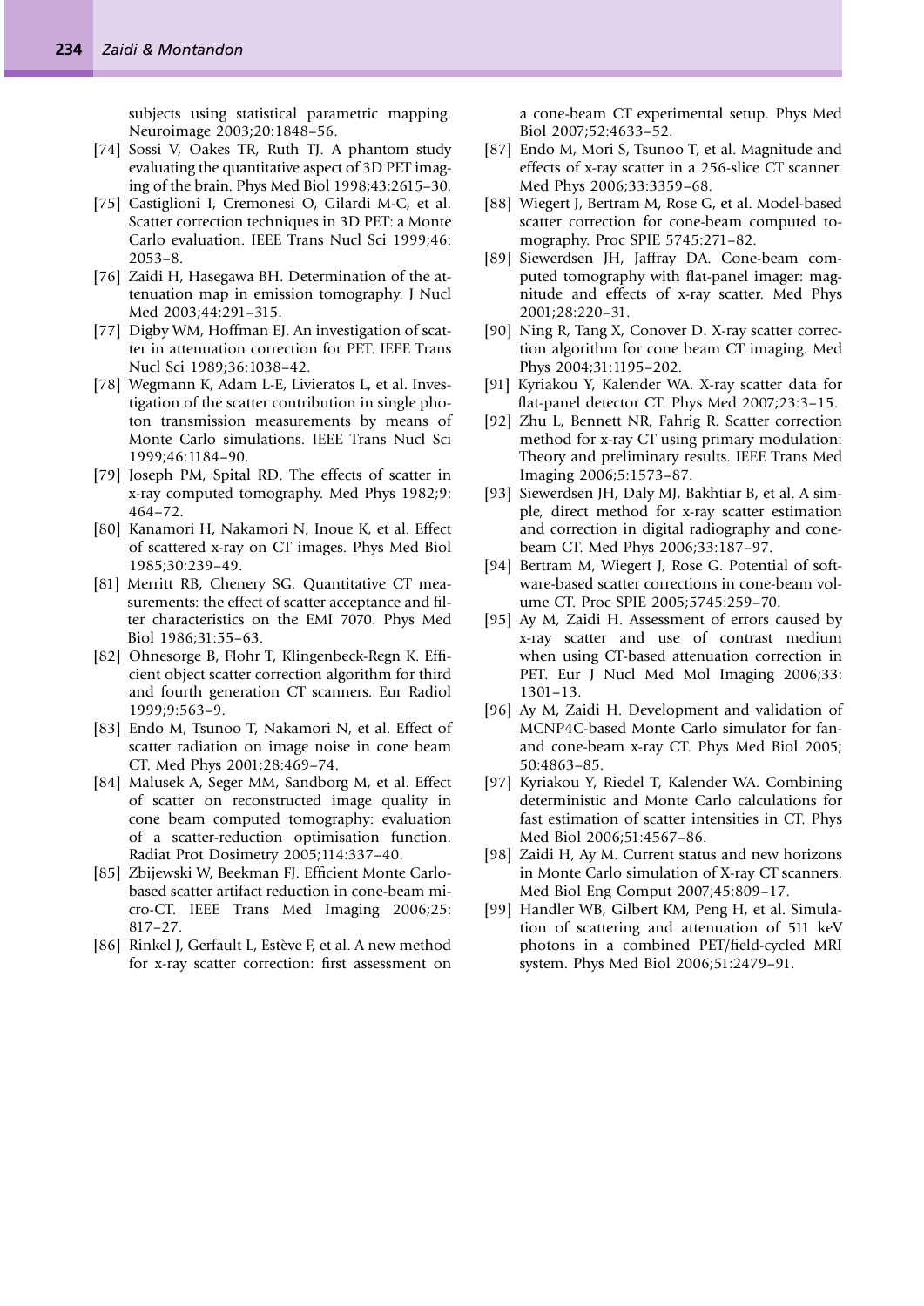subjects using statistical parametric mapping. Neuroimage 2003;20:1848–56.

[74] Sossi V, Oakes TR, Ruth TJ. A phantom study evaluating the quantitative aspect of 3D PET imaging of the brain. Phys Med Biol 1998;43:2615–30.

[75] Castiglioni I, Cremonesi O, Gilardi M-C, et al. Scatter correction techniques in 3D PET: a Monte Carlo evaluation. IEEE Trans Nucl Sci 1999;46: 2053–8.

[76] Zaidi H, Hasegawa BH. Determination of the attenuation map in emission tomography. J Nucl Med 2003;44:291–315.

[77] Digby WM, Hoffman EJ. An investigation of scatter in attenuation correction for PET. IEEE Trans Nucl Sci 1989;36:1038–42.

[78] Wegmann K, Adam L-E, Livieratos L, et al. Investigation of the scatter contribution in single photon transmission measurements by means of Monte Carlo simulations. IEEE Trans Nucl Sci 1999;46:1184–90.

[79] Joseph PM, Spital RD. The effects of scatter in x-ray computed tomography. Med Phys 1982;9: 464–72.

[80] Kanamori H, Nakamori N, Inoue K, et al. Effect of scattered x-ray on CT images. Phys Med Biol 1985;30:239–49.

[81] Merritt RB, Chenery SG. Quantitative CT measurements: the effect of scatter acceptance and filter characteristics on the EMI 7070. Phys Med Biol 1986;31:55–63.

[82] Ohnesorge B, Flohr T, Klingenbeck-Regn K. Efficient object scatter correction algorithm for third and fourth generation CT scanners. Eur Radiol 1999;9:563–9.

[83] Endo M, Tsunoo T, Nakamori N, et al. Effect of scatter radiation on image noise in cone beam CT. Med Phys 2001;28:469–74.

[84] Malusek A, Seger MM, Sandborg M, et al. Effect of scatter on reconstructed image quality in cone beam computed tomography: evaluation of a scatter-reduction optimisation function. Radiat Prot Dosimetry 2005;114:337–40.

[85] Zbijewski W, Beekman FJ. Efficient Monte Carlo-based scatter artifact reduction in cone-beam micro-CT. IEEE Trans Med Imaging 2006;25: 817–27.

[86] Rinkel J, Gerfault L, Estève F, et al. A new method for x-ray scatter correction: first assessment on a cone-beam CT experimental setup. Phys Med Biol 2007;52:4633–52.

[87] Endo M, Mori S, Tsunoo T, et al. Magnitude and effects of x-ray scatter in a 256-slice CT scanner. Med Phys 2006;33:3359–68.

[88] Wiegert J, Bertram M, Rose G, et al. Model-based scatter correction for cone-beam computed tomography. Proc SPIE 5745:271–82.

[89] Siewerdsen JH, Jaffray DA. Cone-beam computed tomography with flat-panel imager: magnitude and effects of x-ray scatter. Med Phys 2001;28:220–31.

[90] Ning R, Tang X, Conover D. X-ray scatter correction algorithm for cone beam CT imaging. Med Phys 2004;31:1195–202.

[91] Kyriakou Y, Kalender WA. X-ray scatter data for flat-panel detector CT. Phys Med 2007;23:3–15.

[92] Zhu L, Bennett NR, Fahrig R. Scatter correction method for x-ray CT using primary modulation: Theory and preliminary results. IEEE Trans Med Imaging 2006;5:1573–87.

[93] Siewerdsen JH, Daly MJ, Bakhtiar B, et al. A simple, direct method for x-ray scatter estimation and correction in digital radiography and cone-beam CT. Med Phys 2006;33:187–97.

[94] Bertram M, Wiegert J, Rose G. Potential of software-based scatter corrections in cone-beam volume CT. Proc SPIE 2005;5745:259–70.

[95] Ay M, Zaidi H. Assessment of errors caused by x-ray scatter and use of contrast medium when using CT-based attenuation correction in PET. Eur J Nucl Med Mol Imaging 2006;33: 1301–13.

[96] Ay M, Zaidi H. Development and validation of MCNP4C-based Monte Carlo simulator for fan- and cone-beam x-ray CT. Phys Med Biol 2005; 50:4863–85.

[97] Kyriakou Y, Riedel T, Kalender WA. Combining deterministic and Monte Carlo calculations for fast estimation of scatter intensities in CT. Phys Med Biol 2006;51:4567–86.

[98] Zaidi H, Ay M. Current status and new horizons in Monte Carlo simulation of X-ray CT scanners. Med Biol Eng Comput 2007;45:809–17.

[99] Handler WB, Gilbert KM, Peng H, et al. Simulation of scattering and attenuation of 511 keV photons in a combined PET/field-cycled MRI system. Phys Med Biol 2006;51:2479–91.